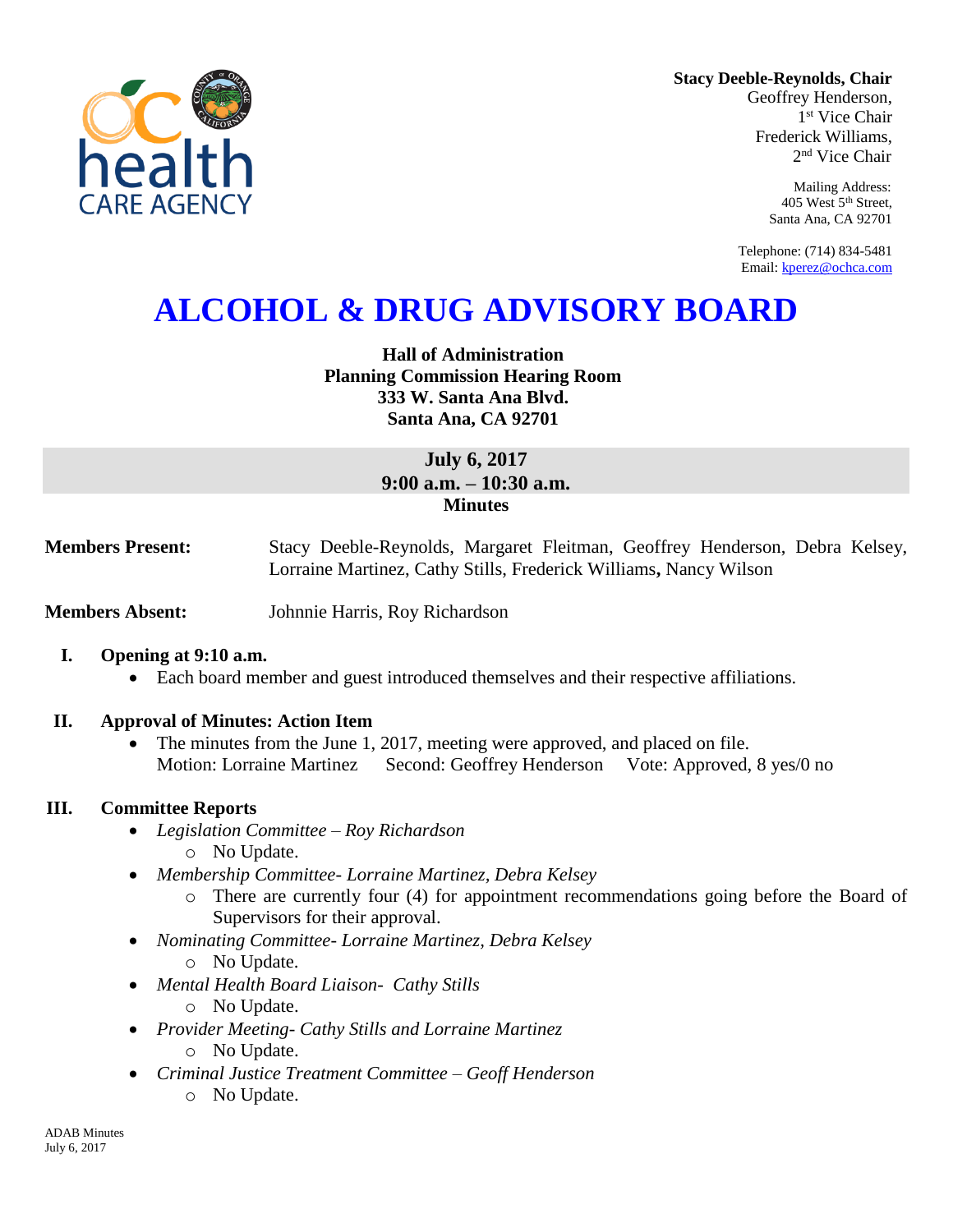**Stacy Deeble-Reynolds, Chair**
Geoffrey Henderson,
1st Vice Chair
Frederick Williams,
2nd Vice Chair

Mailing Address:
405 West 5th Street,
Santa Ana, CA 92701

Telephone: (714) 834-5481
Email: kperez@ochca.com

# ALCOHOL & DRUG ADVISORY BOARD

**Hall of Administration**
**Planning Commission Hearing Room**
**333 W. Santa Ana Blvd.**
**Santa Ana, CA 92701**

**July 6, 2017**
**9:00 a.m. – 10:30 a.m.**
**Minutes**

**Members Present:** Stacy Deeble-Reynolds, Margaret Fleitman, Geoffrey Henderson, Debra Kelsey, Lorraine Martinez, Cathy Stills, Frederick Williams, Nancy Wilson

**Members Absent:** Johnnie Harris, Roy Richardson

**I. Opening at 9:10 a.m.**

- Each board member and guest introduced themselves and their respective affiliations.

**II. Approval of Minutes: Action Item**

- The minutes from the June 1, 2017, meeting were approved, and placed on file.
  Motion: Lorraine Martinez  Second: Geoffrey Henderson  Vote: Approved, 8 yes/0 no

**III. Committee Reports**

- *Legislation Committee – Roy Richardson*
  - No Update.
- *Membership Committee- Lorraine Martinez, Debra Kelsey*
  - There are currently four (4) for appointment recommendations going before the Board of Supervisors for their approval.
- *Nominating Committee- Lorraine Martinez, Debra Kelsey*
  - No Update.
- *Mental Health Board Liaison- Cathy Stills*
  - No Update.
- *Provider Meeting- Cathy Stills and Lorraine Martinez*
  - No Update.
- *Criminal Justice Treatment Committee – Geoff Henderson*
  - No Update.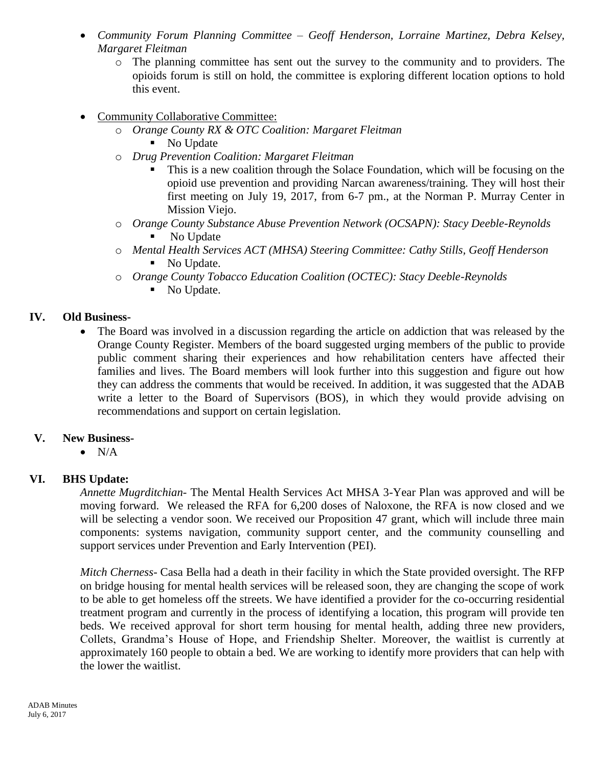- *Community Forum Planning Committee – Geoff Henderson, Lorraine Martinez, Debra Kelsey, Margaret Fleitman*
    - The planning committee has sent out the survey to the community and to providers. The opioids forum is still on hold, the committee is exploring different location options to hold this event.

- Community Collaborative Committee:
    - *Orange County RX & OTC Coalition: Margaret Fleitman*
        - No Update
    - *Drug Prevention Coalition: Margaret Fleitman*
        - This is a new coalition through the Solace Foundation, which will be focusing on the opioid use prevention and providing Narcan awareness/training. They will host their first meeting on July 19, 2017, from 6-7 pm., at the Norman P. Murray Center in Mission Viejo.
    - *Orange County Substance Abuse Prevention Network (OCSAPN): Stacy Deeble-Reynolds*
        - No Update
    - *Mental Health Services ACT (MHSA) Steering Committee: Cathy Stills, Geoff Henderson*
        - No Update.
    - *Orange County Tobacco Education Coalition (OCTEC): Stacy Deeble-Reynolds*
        - No Update.

## IV. Old Business-

- The Board was involved in a discussion regarding the article on addiction that was released by the Orange County Register. Members of the board suggested urging members of the public to provide public comment sharing their experiences and how rehabilitation centers have affected their families and lives. The Board members will look further into this suggestion and figure out how they can address the comments that would be received. In addition, it was suggested that the ADAB write a letter to the Board of Supervisors (BOS), in which they would provide advising on recommendations and support on certain legislation.

## V. New Business-

- N/A

## VI. BHS Update:

*Annette Mugrditchian*- The Mental Health Services Act MHSA 3-Year Plan was approved and will be moving forward. We released the RFA for 6,200 doses of Naloxone, the RFA is now closed and we will be selecting a vendor soon. We received our Proposition 47 grant, which will include three main components: systems navigation, community support center, and the community counselling and support services under Prevention and Early Intervention (PEI).

*Mitch Cherness*- Casa Bella had a death in their facility in which the State provided oversight. The RFP on bridge housing for mental health services will be released soon, they are changing the scope of work to be able to get homeless off the streets. We have identified a provider for the co-occurring residential treatment program and currently in the process of identifying a location, this program will provide ten beds. We received approval for short term housing for mental health, adding three new providers, Collets, Grandma's House of Hope, and Friendship Shelter. Moreover, the waitlist is currently at approximately 160 people to obtain a bed. We are working to identify more providers that can help with the lower the waitlist.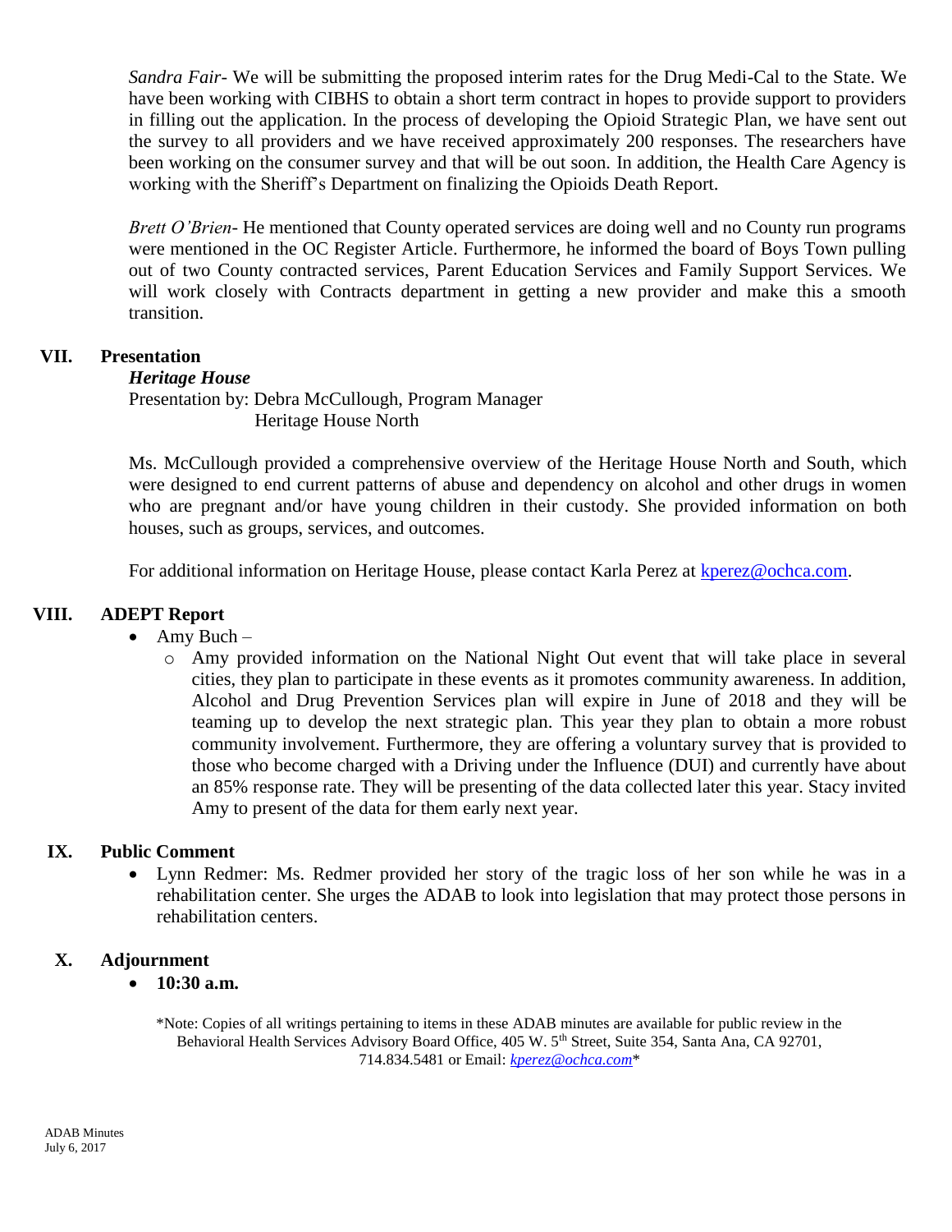*Sandra Fair*- We will be submitting the proposed interim rates for the Drug Medi-Cal to the State. We have been working with CIBHS to obtain a short term contract in hopes to provide support to providers in filling out the application. In the process of developing the Opioid Strategic Plan, we have sent out the survey to all providers and we have received approximately 200 responses. The researchers have been working on the consumer survey and that will be out soon. In addition, the Health Care Agency is working with the Sheriff's Department on finalizing the Opioids Death Report.

*Brett O'Brien*- He mentioned that County operated services are doing well and no County run programs were mentioned in the OC Register Article. Furthermore, he informed the board of Boys Town pulling out of two County contracted services, Parent Education Services and Family Support Services. We will work closely with Contracts department in getting a new provider and make this a smooth transition.

## VII. Presentation

***Heritage House***

Presentation by: Debra McCullough, Program Manager
Heritage House North

Ms. McCullough provided a comprehensive overview of the Heritage House North and South, which were designed to end current patterns of abuse and dependency on alcohol and other drugs in women who are pregnant and/or have young children in their custody. She provided information on both houses, such as groups, services, and outcomes.

For additional information on Heritage House, please contact Karla Perez at kperez@ochca.com.

## VIII. ADEPT Report

- Amy Buch –
  - Amy provided information on the National Night Out event that will take place in several cities, they plan to participate in these events as it promotes community awareness. In addition, Alcohol and Drug Prevention Services plan will expire in June of 2018 and they will be teaming up to develop the next strategic plan. This year they plan to obtain a more robust community involvement. Furthermore, they are offering a voluntary survey that is provided to those who become charged with a Driving under the Influence (DUI) and currently have about an 85% response rate. They will be presenting of the data collected later this year. Stacy invited Amy to present of the data for them early next year.

## IX. Public Comment

- Lynn Redmer: Ms. Redmer provided her story of the tragic loss of her son while he was in a rehabilitation center. She urges the ADAB to look into legislation that may protect those persons in rehabilitation centers.

## X. Adjournment

- **10:30 a.m.**

\*Note: Copies of all writings pertaining to items in these ADAB minutes are available for public review in the Behavioral Health Services Advisory Board Office, 405 W. 5th Street, Suite 354, Santa Ana, CA 92701, 714.834.5481 or Email: *kperez@ochca.com*\*